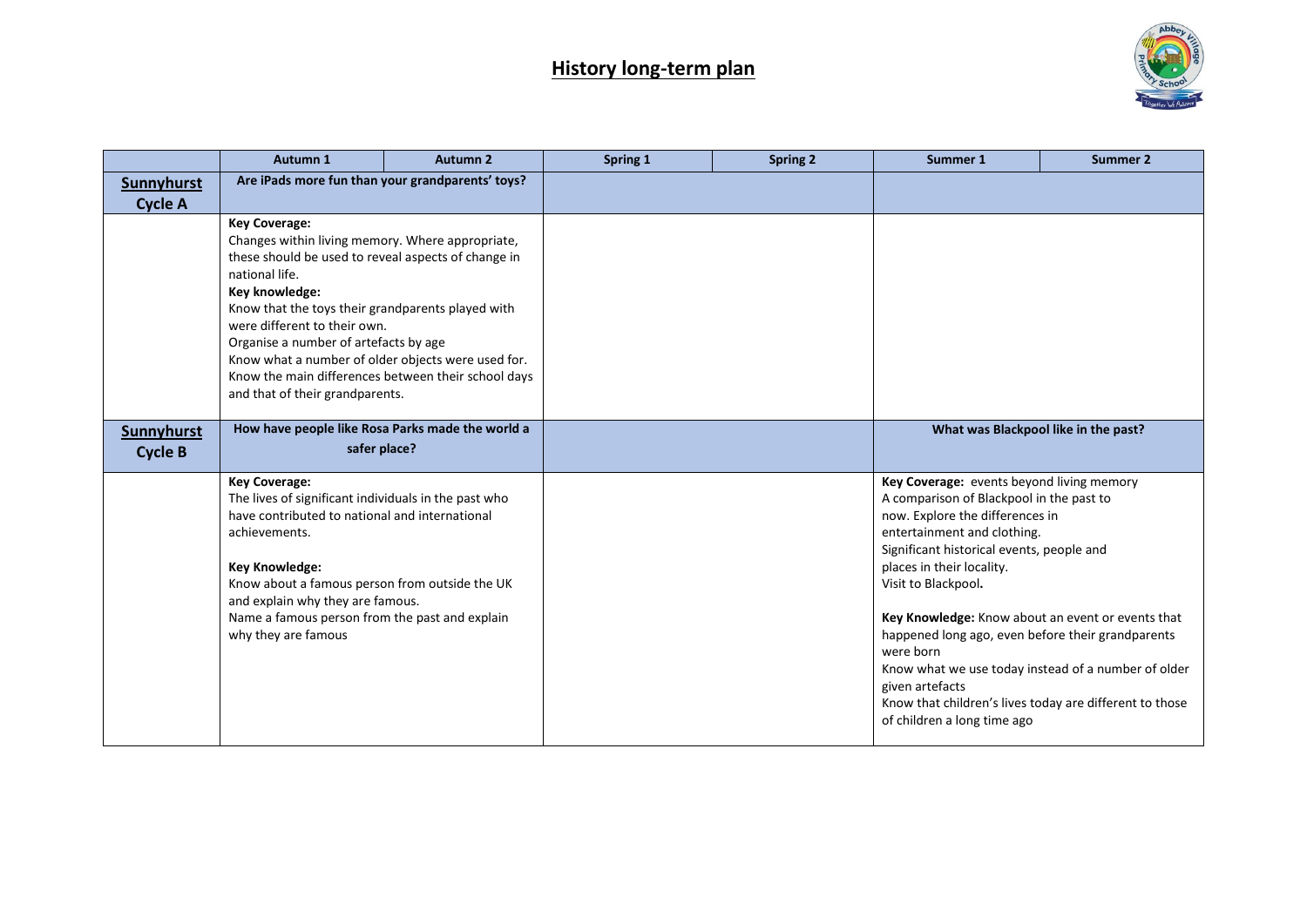# History long-term plan

| | Autumn 1 | Autumn 2 | Spring 1 | Spring 2 | Summer 1 | Summer 2 |
|---|---|---|---|---|---|---|
| **Sunnyhurst Cycle A** | **Are iPads more fun than your grandparents' toys?** | | | | | |
| | **Key Coverage:**<br>Changes within living memory. Where appropriate, these should be used to reveal aspects of change in national life.<br>**Key knowledge:**<br>Know that the toys their grandparents played with were different to their own.<br>Organise a number of artefacts by age<br>Know what a number of older objects were used for.<br>Know the main differences between their school days and that of their grandparents. | | | | | |
| **Sunnyhurst Cycle B** | **How have people like Rosa Parks made the world a safer place?** | | | | **What was Blackpool like in the past?** | |
| | **Key Coverage:**<br>The lives of significant individuals in the past who have contributed to national and international achievements.<br><br>**Key Knowledge:**<br>Know about a famous person from outside the UK and explain why they are famous.<br>Name a famous person from the past and explain why they are famous | | | | **Key Coverage:** events beyond living memory<br>A comparison of Blackpool in the past to now. Explore the differences in entertainment and clothing.<br>Significant historical events, people and places in their locality.<br>Visit to Blackpool.<br><br>**Key Knowledge:** Know about an event or events that happened long ago, even before their grandparents were born<br>Know what we use today instead of a number of older given artefacts<br>Know that children's lives today are different to those of children a long time ago | |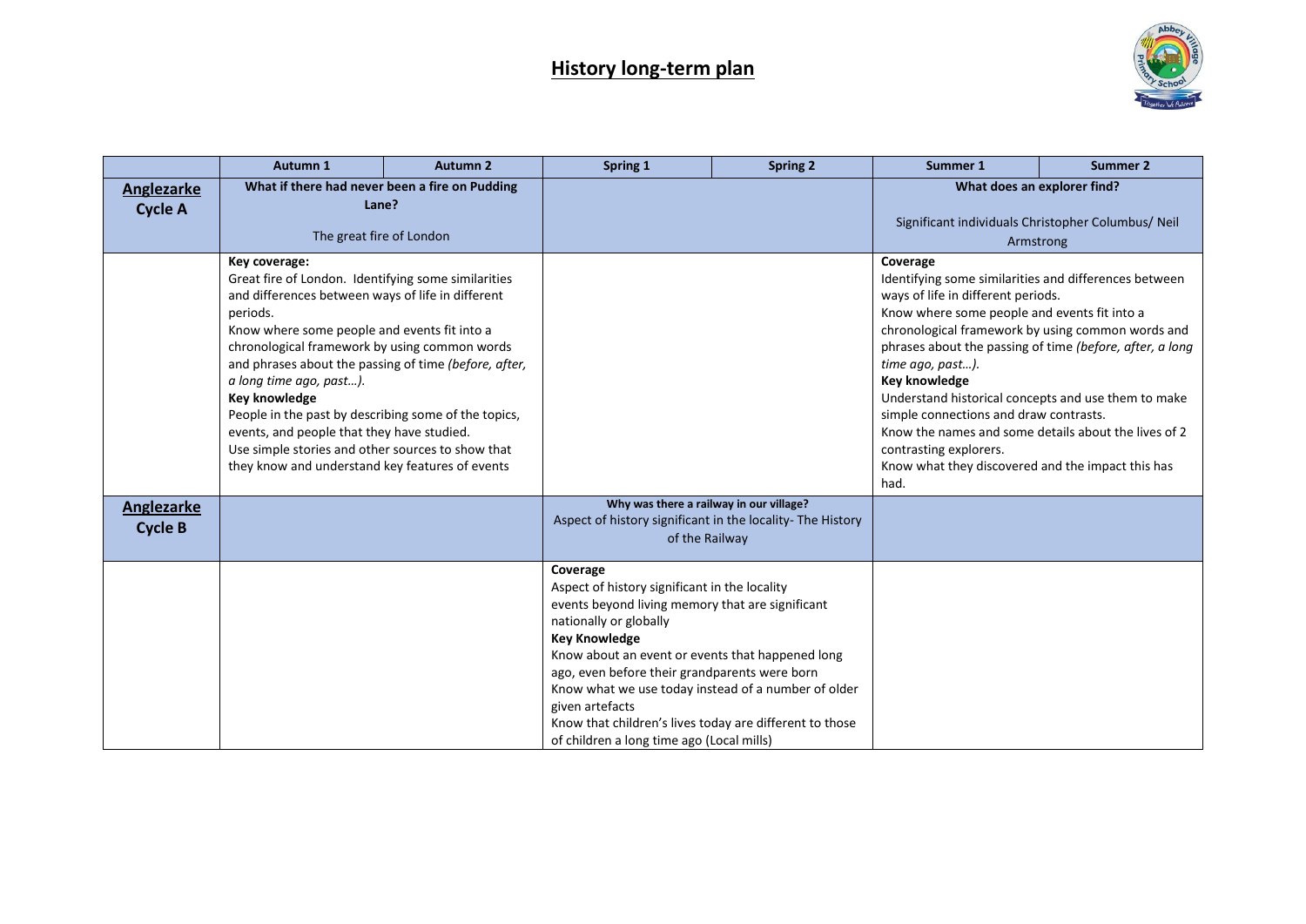# History long-term plan

| | Autumn 1 | Autumn 2 | Spring 1 | Spring 2 | Summer 1 | Summer 2 |
|---|---|---|---|---|---|---|
| **Anglezarke Cycle A** | **What if there had never been a fire on Pudding Lane?**<br><br>The great fire of London | | | | **What does an explorer find?**<br><br>Significant individuals Christopher Columbus/ Neil Armstrong | |
| | **Key coverage:**<br>Great fire of London. Identifying some similarities and differences between ways of life in different periods.<br>Know where some people and events fit into a chronological framework by using common words and phrases about the passing of time *(before, after, a long time ago, past…)*.<br>**Key knowledge**<br>People in the past by describing some of the topics, events, and people that they have studied.<br>Use simple stories and other sources to show that they know and understand key features of events | | | | **Coverage**<br>Identifying some similarities and differences between ways of life in different periods.<br>Know where some people and events fit into a chronological framework by using common words and phrases about the passing of time *(before, after, a long time ago, past…)*.<br>**Key knowledge**<br>Understand historical concepts and use them to make simple connections and draw contrasts.<br>Know the names and some details about the lives of 2 contrasting explorers.<br>Know what they discovered and the impact this has had. | |
| **Anglezarke Cycle B** | | | **Why was there a railway in our village?**<br>Aspect of history significant in the locality- The History of the Railway | | | |
| | | | **Coverage**<br>Aspect of history significant in the locality<br>events beyond living memory that are significant nationally or globally<br>**Key Knowledge**<br>Know about an event or events that happened long ago, even before their grandparents were born<br>Know what we use today instead of a number of older given artefacts<br>Know that children's lives today are different to those of children a long time ago (Local mills) | | | |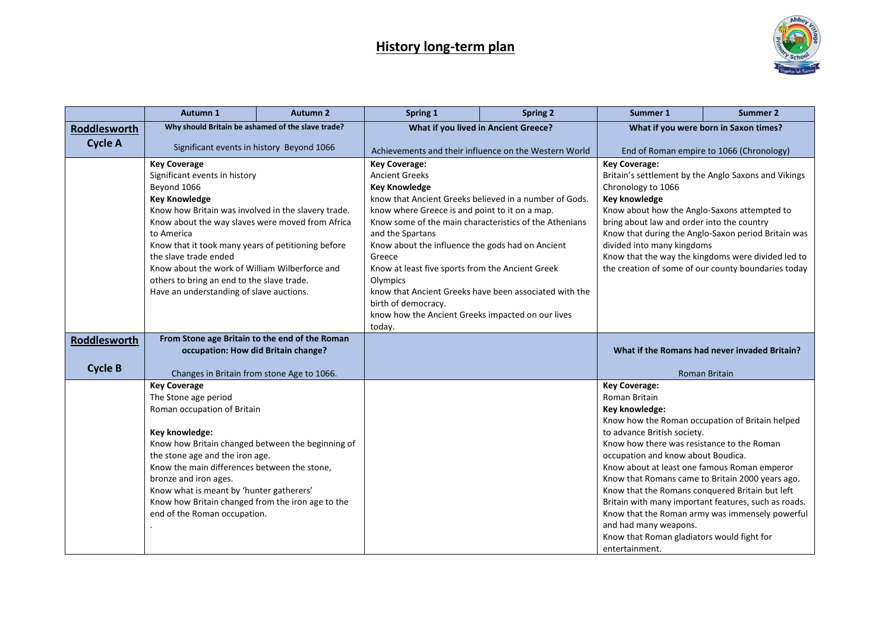# History long-term plan

| | Autumn 1 | Autumn 2 | Spring 1 | Spring 2 | Summer 1 | Summer 2 |
|---|---|---|---|---|---|---|
| **Roddlesworth Cycle A** | **Why should Britain be ashamed of the slave trade?**<br><br>Significant events in history Beyond 1066 | | **What if you lived in Ancient Greece?**<br><br>Achievements and their influence on the Western World | | **What if you were born in Saxon times?**<br><br>End of Roman empire to 1066 (Chronology) | |
| | **Key Coverage**<br>Significant events in history<br>Beyond 1066<br>**Key Knowledge**<br>Know how Britain was involved in the slavery trade.<br>Know about the way slaves were moved from Africa to America<br>Know that it took many years of petitioning before the slave trade ended<br>Know about the work of William Wilberforce and others to bring an end to the slave trade.<br>Have an understanding of slave auctions. | | **Key Coverage:**<br>Ancient Greeks<br>**Key Knowledge**<br>know that Ancient Greeks believed in a number of Gods.<br>know where Greece is and point to it on a map.<br>Know some of the main characteristics of the Athenians and the Spartans<br>Know about the influence the gods had on Ancient Greece<br>Know at least five sports from the Ancient Greek Olympics<br>know that Ancient Greeks have been associated with the birth of democracy.<br>know how the Ancient Greeks impacted on our lives today. | | **Key Coverage:**<br>Britain's settlement by the Anglo Saxons and Vikings<br>Chronology to 1066<br>**Key knowledge**<br>Know about how the Anglo-Saxons attempted to bring about law and order into the country<br>Know that during the Anglo-Saxon period Britain was divided into many kingdoms<br>Know that the way the kingdoms were divided led to the creation of some of our county boundaries today | |
| **Roddlesworth Cycle B** | **From Stone age Britain to the end of the Roman occupation: How did Britain change?**<br><br>Changes in Britain from stone Age to 1066. | | | | **What if the Romans had never invaded Britain?**<br><br>Roman Britain | |
| | **Key Coverage**<br>The Stone age period<br>Roman occupation of Britain<br><br>**Key knowledge:**<br>Know how Britain changed between the beginning of the stone age and the iron age.<br>Know the main differences between the stone, bronze and iron ages.<br>Know what is meant by 'hunter gatherers'<br>Know how Britain changed from the iron age to the end of the Roman occupation.<br>. | | | | **Key Coverage:**<br>Roman Britain<br>**Key knowledge:**<br>Know how the Roman occupation of Britain helped to advance British society.<br>Know how there was resistance to the Roman occupation and know about Boudica.<br>Know about at least one famous Roman emperor<br>Know that Romans came to Britain 2000 years ago.<br>Know that the Romans conquered Britain but left Britain with many important features, such as roads.<br>Know that the Roman army was immensely powerful and had many weapons.<br>Know that Roman gladiators would fight for entertainment. | |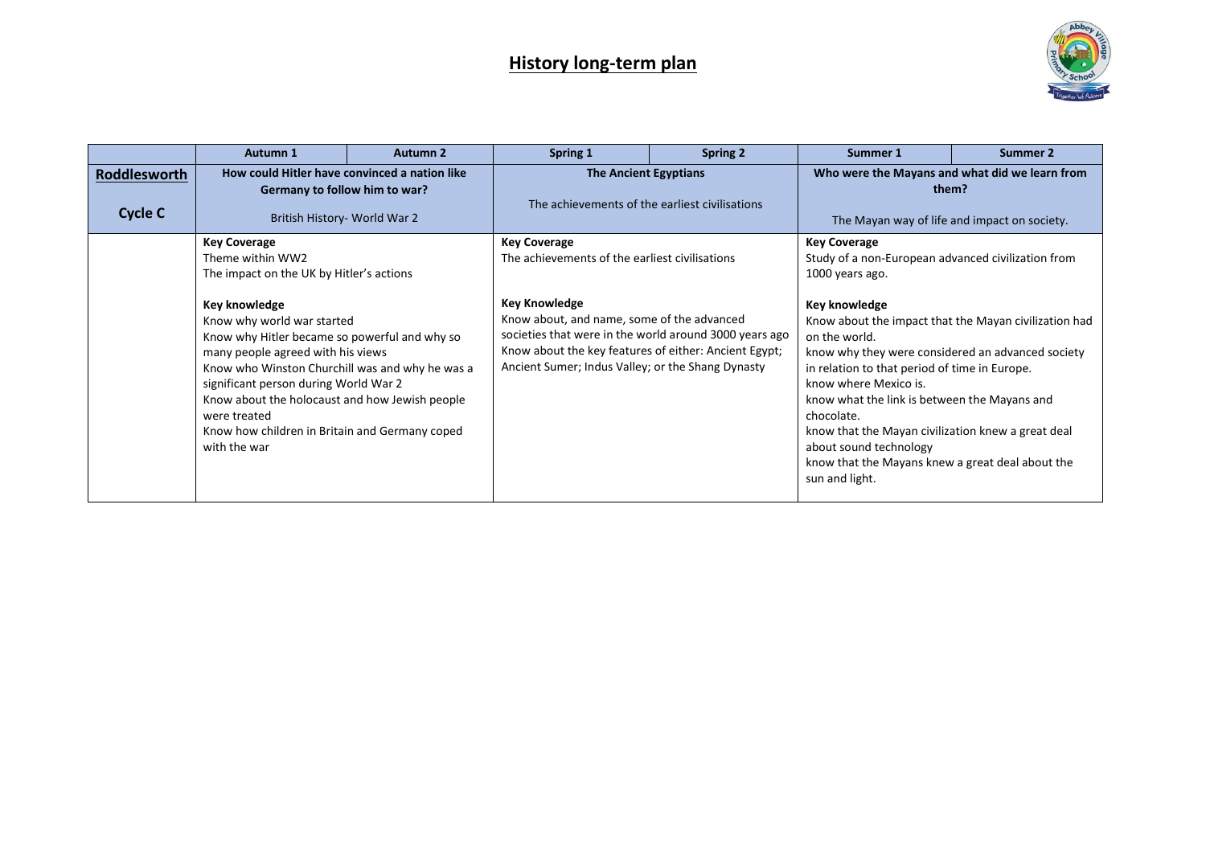# History long-term plan

| | Autumn 1 | Autumn 2 | Spring 1 | Spring 2 | Summer 1 | Summer 2 |
|---|---|---|---|---|---|---|
| **Roddlesworth**<br><br>**Cycle C** | **How could Hitler have convinced a nation like Germany to follow him to war?**<br><br>British History- World War 2 | | **The Ancient Egyptians**<br><br>The achievements of the earliest civilisations | | **Who were the Mayans and what did we learn from them?**<br><br>The Mayan way of life and impact on society. | |
| | **Key Coverage**<br>Theme within WW2<br>The impact on the UK by Hitler's actions<br><br>**Key knowledge**<br>Know why world war started<br>Know why Hitler became so powerful and why so many people agreed with his views<br>Know who Winston Churchill was and why he was a significant person during World War 2<br>Know about the holocaust and how Jewish people were treated<br>Know how children in Britain and Germany coped with the war | | **Key Coverage**<br>The achievements of the earliest civilisations<br><br>**Key Knowledge**<br>Know about, and name, some of the advanced societies that were in the world around 3000 years ago<br>Know about the key features of either: Ancient Egypt; Ancient Sumer; Indus Valley; or the Shang Dynasty | | **Key Coverage**<br>Study of a non-European advanced civilization from 1000 years ago.<br><br>**Key knowledge**<br>Know about the impact that the Mayan civilization had on the world.<br>know why they were considered an advanced society in relation to that period of time in Europe.<br>know where Mexico is.<br>know what the link is between the Mayans and chocolate.<br>know that the Mayan civilization knew a great deal about sound technology<br>know that the Mayans knew a great deal about the sun and light. | |